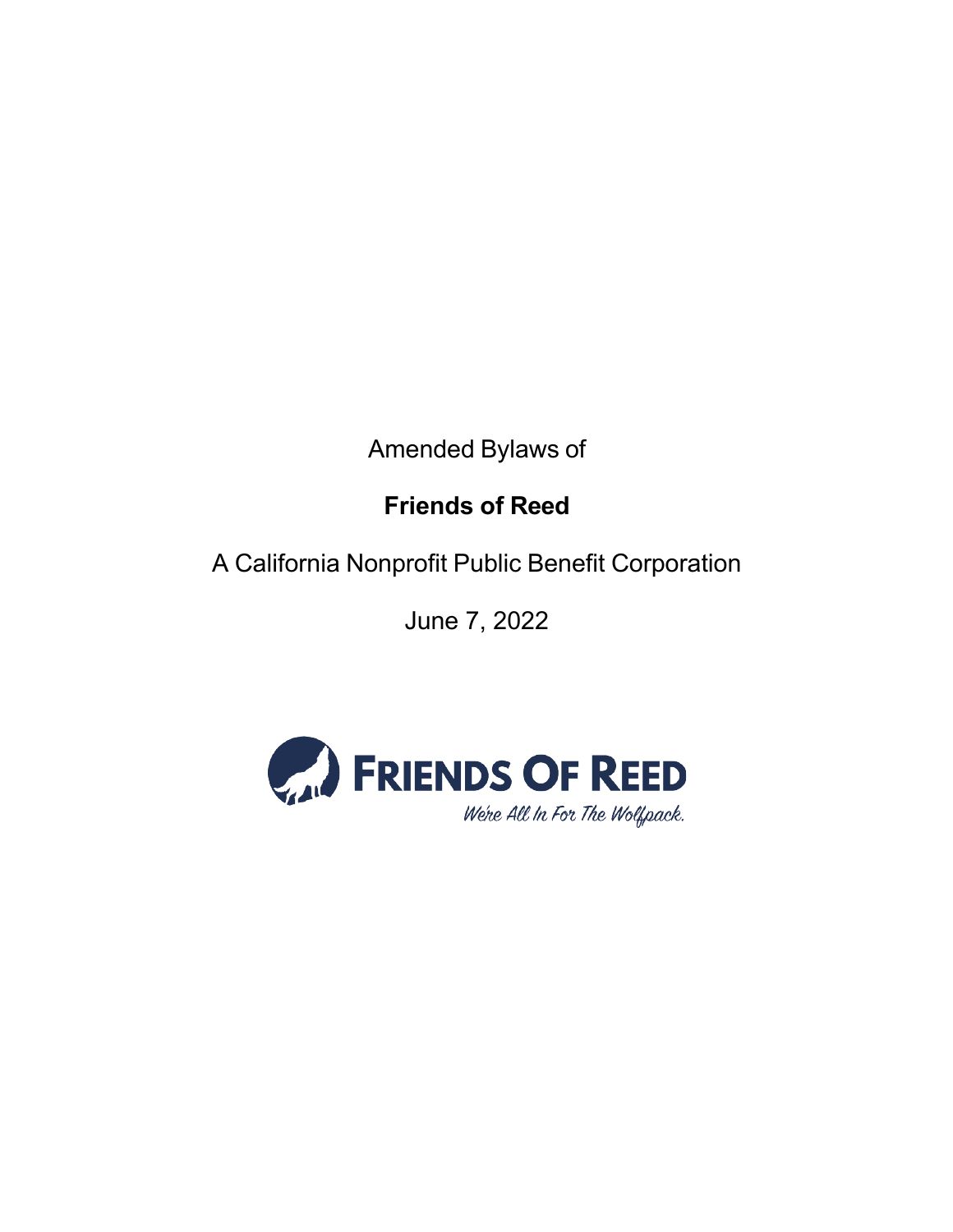Amended Bylaws of

**Friends of Reed**

A California Nonprofit Public Benefit Corporation

June 7, 2022

FRIENDS OF REED

We're All In For The Wolfpack.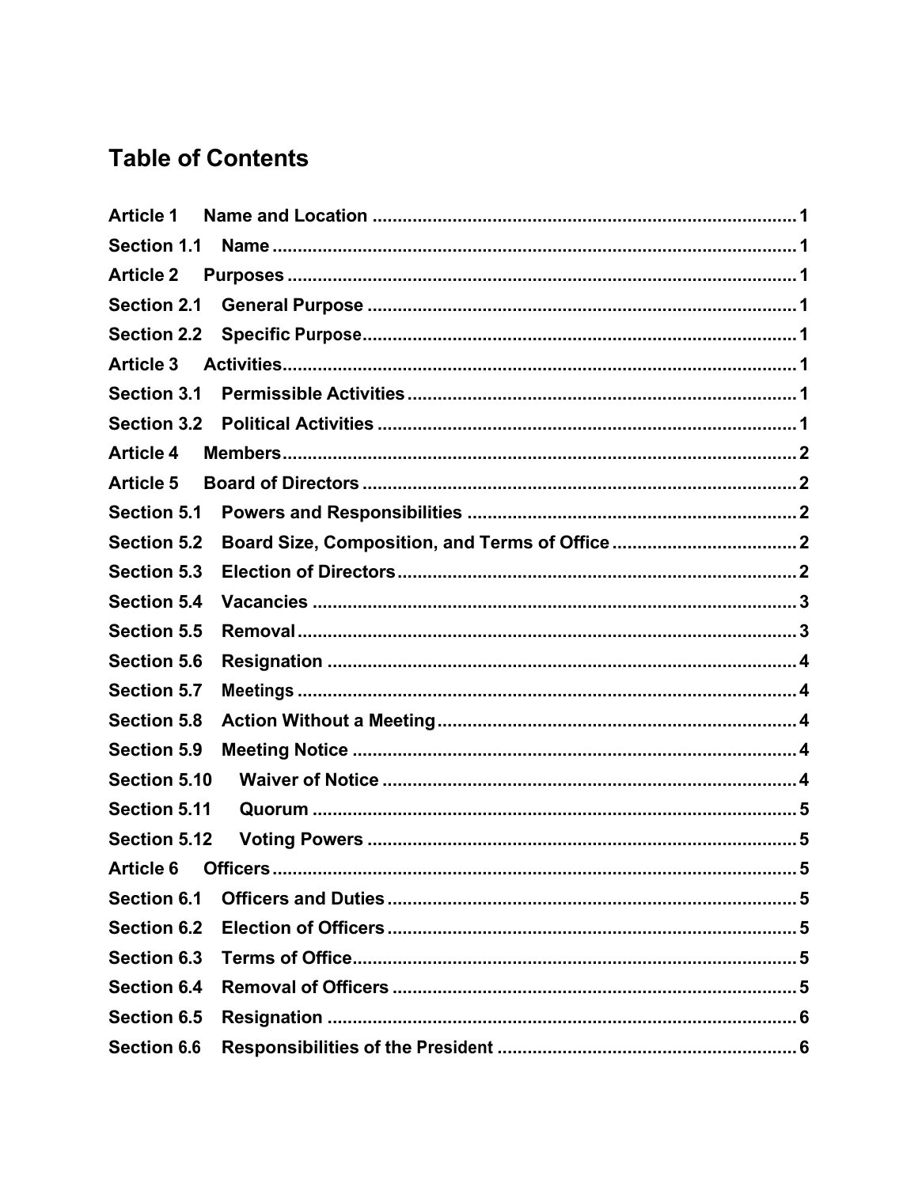## Table of Contents

**Article 1 Name and Location** .................................................................................... 1
**Section 1.1 Name** ........................................................................................................ 1
**Article 2 Purposes** ..................................................................................................... 1
**Section 2.1 General Purpose** ..................................................................................... 1
**Section 2.2 Specific Purpose** ...................................................................................... 1
**Article 3 Activities** ...................................................................................................... 1
**Section 3.1 Permissible Activities** ............................................................................. 1
**Section 3.2 Political Activities** ................................................................................... 1
**Article 4 Members** ...................................................................................................... 2
**Article 5 Board of Directors** ...................................................................................... 2
**Section 5.1 Powers and Responsibilities** ................................................................. 2
**Section 5.2 Board Size, Composition, and Terms of Office** .................................... 2
**Section 5.3 Election of Directors** ............................................................................... 2
**Section 5.4 Vacancies** ................................................................................................ 3
**Section 5.5 Removal** ................................................................................................... 3
**Section 5.6 Resignation** ............................................................................................. 4
**Section 5.7 Meetings** ................................................................................................... 4
**Section 5.8 Action Without a Meeting** ....................................................................... 4
**Section 5.9 Meeting Notice** ........................................................................................ 4
**Section 5.10 Waiver of Notice** .................................................................................. 4
**Section 5.11 Quorum** ................................................................................................ 5
**Section 5.12 Voting Powers** ..................................................................................... 5
**Article 6 Officers** ......................................................................................................... 5
**Section 6.1 Officers and Duties** ................................................................................. 5
**Section 6.2 Election of Officers** ................................................................................. 5
**Section 6.3 Terms of Office** ......................................................................................... 5
**Section 6.4 Removal of Officers** ................................................................................ 5
**Section 6.5 Resignation** ............................................................................................. 6
**Section 6.6 Responsibilities of the President** ........................................................... 6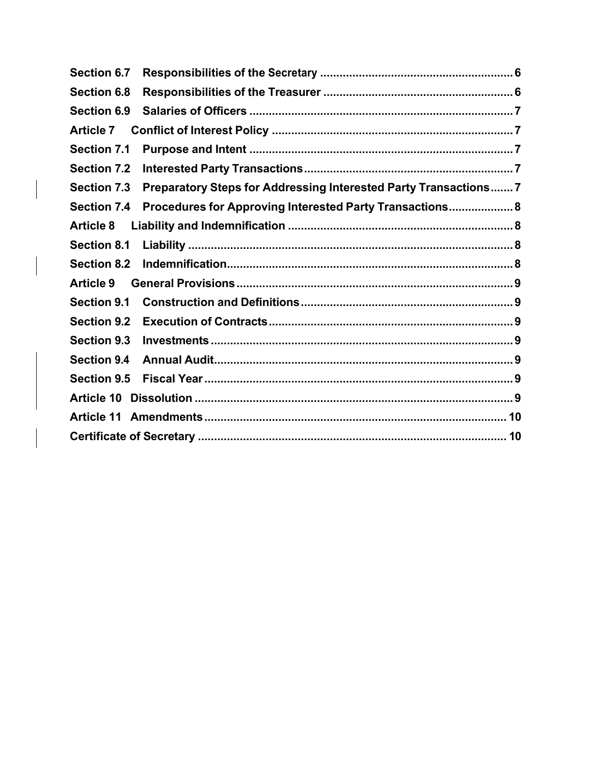**Section 6.7 Responsibilities of the Secretary ........................................................ 6**

**Section 6.8 Responsibilities of the Treasurer ........................................................ 6**

**Section 6.9 Salaries of Officers ........................................................................ 7**

**Article 7 Conflict of Interest Policy ...................................................................... 7**

**Section 7.1 Purpose and Intent ........................................................................... 7**

**Section 7.2 Interested Party Transactions ............................................................. 7**

**Section 7.3 Preparatory Steps for Addressing Interested Party Transactions ....... 7**

**Section 7.4 Procedures for Approving Interested Party Transactions .................... 8**

**Article 8 Liability and Indemnification ................................................................... 8**

**Section 8.1 Liability ............................................................................................... 8**

**Section 8.2 Indemnification ................................................................................... 8**

**Article 9 General Provisions ................................................................................... 9**

**Section 9.1 Construction and Definitions ............................................................... 9**

**Section 9.2 Execution of Contracts ........................................................................ 9**

**Section 9.3 Investments ......................................................................................... 9**

**Section 9.4 Annual Audit ........................................................................................ 9**

**Section 9.5 Fiscal Year .......................................................................................... 9**

**Article 10 Dissolution ............................................................................................. 9**

**Article 11 Amendments ........................................................................................ 10**

**Certificate of Secretary ......................................................................................... 10**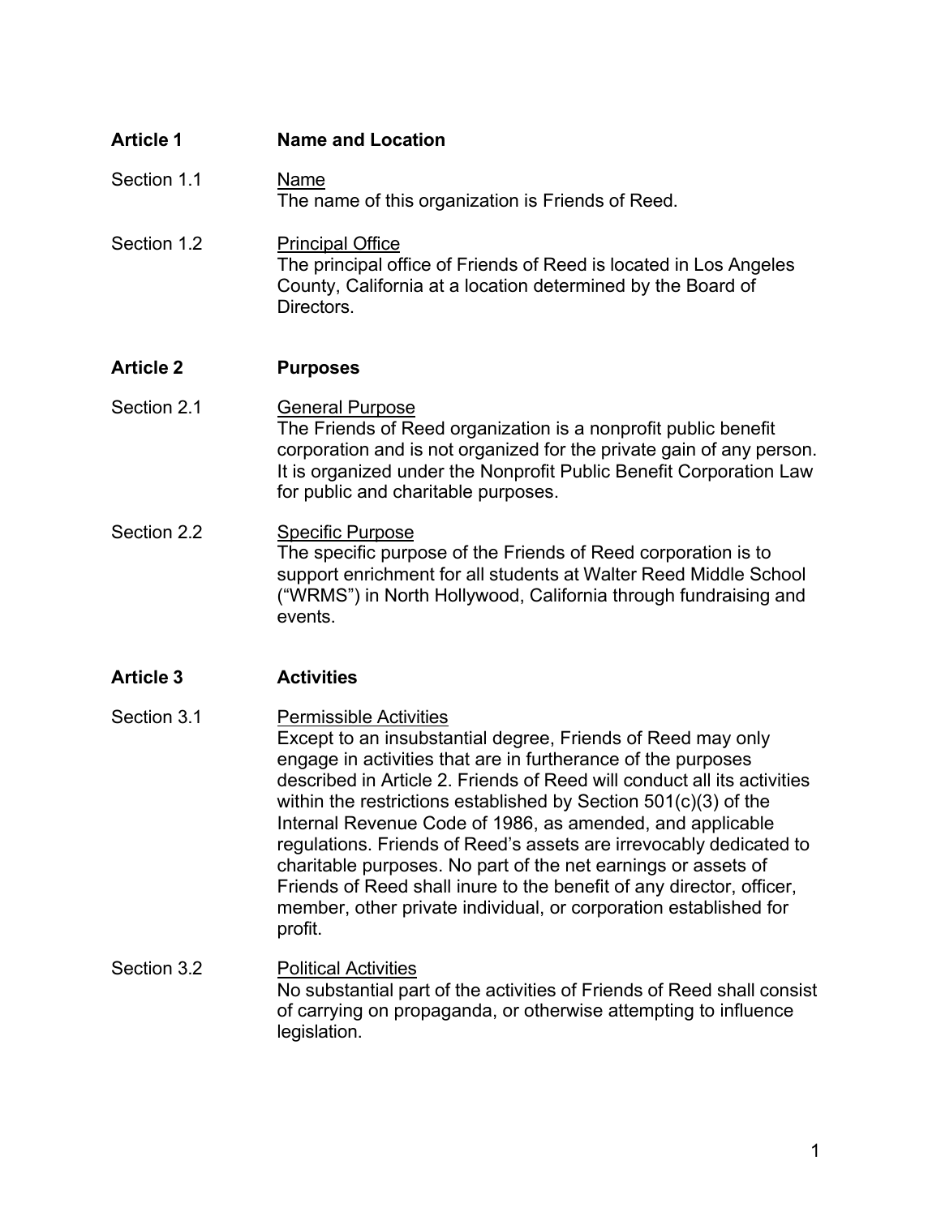## Article 1 Name and Location

**Section 1.1** Name

The name of this organization is Friends of Reed.

**Section 1.2** Principal Office

The principal office of Friends of Reed is located in Los Angeles County, California at a location determined by the Board of Directors.

## Article 2 Purposes

**Section 2.1** General Purpose

The Friends of Reed organization is a nonprofit public benefit corporation and is not organized for the private gain of any person. It is organized under the Nonprofit Public Benefit Corporation Law for public and charitable purposes.

**Section 2.2** Specific Purpose

The specific purpose of the Friends of Reed corporation is to support enrichment for all students at Walter Reed Middle School ("WRMS") in North Hollywood, California through fundraising and events.

## Article 3 Activities

**Section 3.1** Permissible Activities

Except to an insubstantial degree, Friends of Reed may only engage in activities that are in furtherance of the purposes described in Article 2. Friends of Reed will conduct all its activities within the restrictions established by Section 501(c)(3) of the Internal Revenue Code of 1986, as amended, and applicable regulations. Friends of Reed's assets are irrevocably dedicated to charitable purposes. No part of the net earnings or assets of Friends of Reed shall inure to the benefit of any director, officer, member, other private individual, or corporation established for profit.

**Section 3.2** Political Activities

No substantial part of the activities of Friends of Reed shall consist of carrying on propaganda, or otherwise attempting to influence legislation.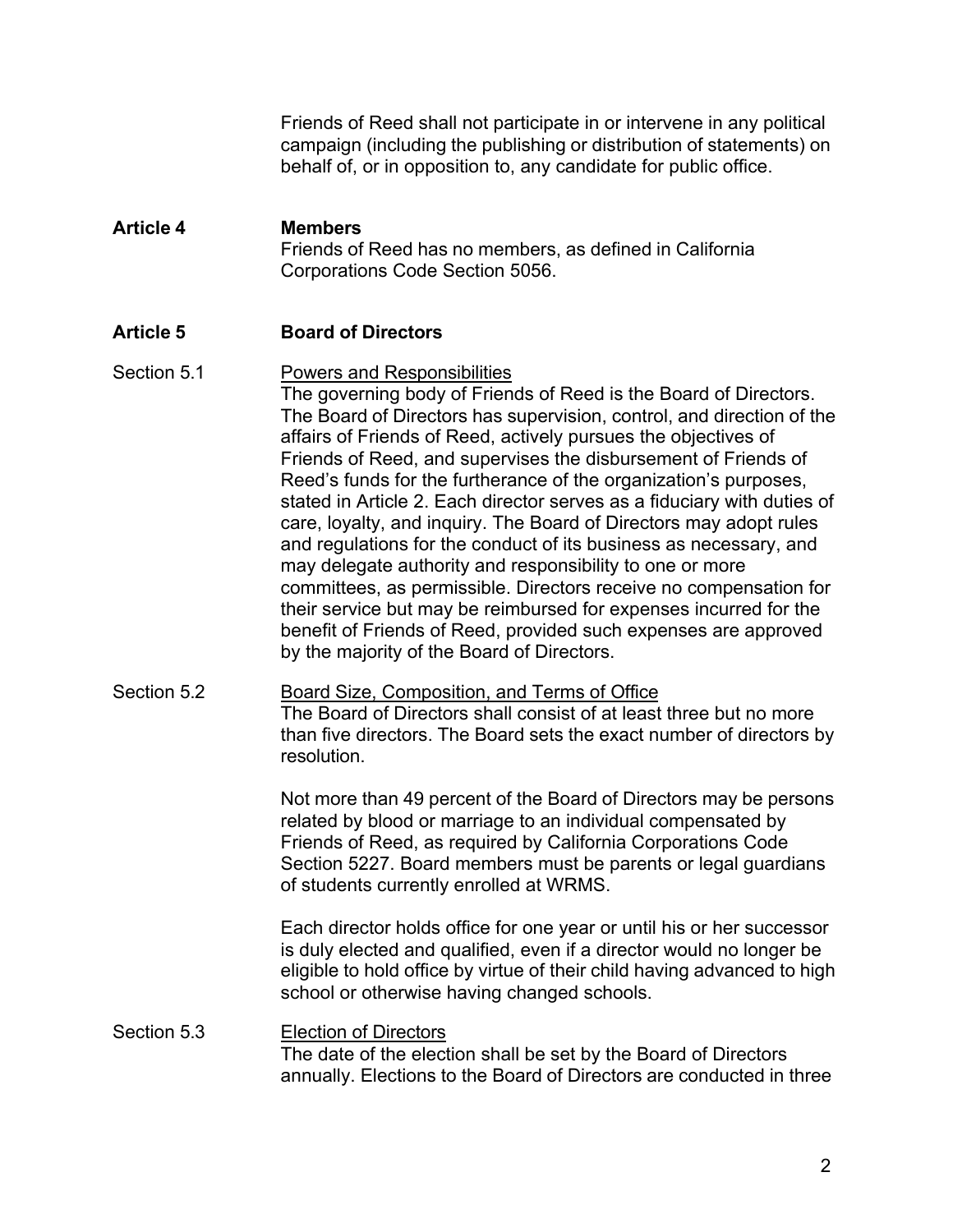Friends of Reed shall not participate in or intervene in any political campaign (including the publishing or distribution of statements) on behalf of, or in opposition to, any candidate for public office.

## Article 4 Members

Friends of Reed has no members, as defined in California Corporations Code Section 5056.

## Article 5 Board of Directors

### Section 5.1 Powers and Responsibilities

The governing body of Friends of Reed is the Board of Directors. The Board of Directors has supervision, control, and direction of the affairs of Friends of Reed, actively pursues the objectives of Friends of Reed, and supervises the disbursement of Friends of Reed's funds for the furtherance of the organization's purposes, stated in Article 2. Each director serves as a fiduciary with duties of care, loyalty, and inquiry. The Board of Directors may adopt rules and regulations for the conduct of its business as necessary, and may delegate authority and responsibility to one or more committees, as permissible. Directors receive no compensation for their service but may be reimbursed for expenses incurred for the benefit of Friends of Reed, provided such expenses are approved by the majority of the Board of Directors.

### Section 5.2 Board Size, Composition, and Terms of Office

The Board of Directors shall consist of at least three but no more than five directors. The Board sets the exact number of directors by resolution.

Not more than 49 percent of the Board of Directors may be persons related by blood or marriage to an individual compensated by Friends of Reed, as required by California Corporations Code Section 5227. Board members must be parents or legal guardians of students currently enrolled at WRMS.

Each director holds office for one year or until his or her successor is duly elected and qualified, even if a director would no longer be eligible to hold office by virtue of their child having advanced to high school or otherwise having changed schools.

### Section 5.3 Election of Directors

The date of the election shall be set by the Board of Directors annually. Elections to the Board of Directors are conducted in three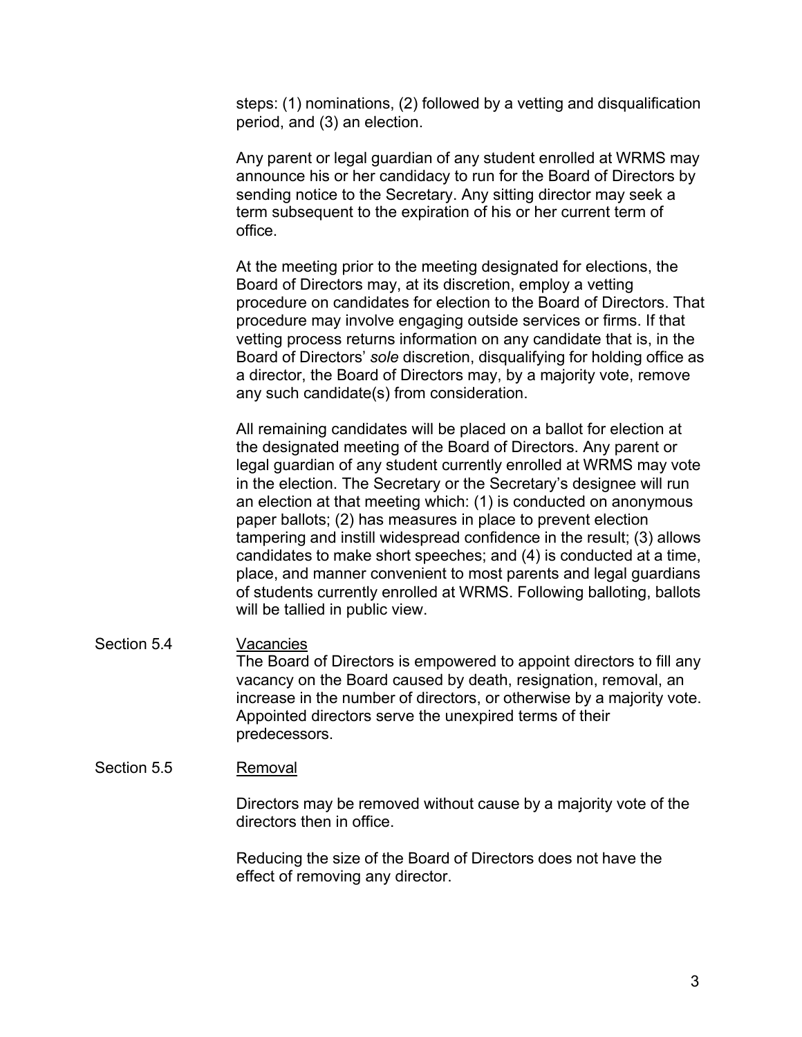steps: (1) nominations, (2) followed by a vetting and disqualification period, and (3) an election.

Any parent or legal guardian of any student enrolled at WRMS may announce his or her candidacy to run for the Board of Directors by sending notice to the Secretary. Any sitting director may seek a term subsequent to the expiration of his or her current term of office.

At the meeting prior to the meeting designated for elections, the Board of Directors may, at its discretion, employ a vetting procedure on candidates for election to the Board of Directors. That procedure may involve engaging outside services or firms. If that vetting process returns information on any candidate that is, in the Board of Directors' *sole* discretion, disqualifying for holding office as a director, the Board of Directors may, by a majority vote, remove any such candidate(s) from consideration.

All remaining candidates will be placed on a ballot for election at the designated meeting of the Board of Directors. Any parent or legal guardian of any student currently enrolled at WRMS may vote in the election. The Secretary or the Secretary's designee will run an election at that meeting which: (1) is conducted on anonymous paper ballots; (2) has measures in place to prevent election tampering and instill widespread confidence in the result; (3) allows candidates to make short speeches; and (4) is conducted at a time, place, and manner convenient to most parents and legal guardians of students currently enrolled at WRMS. Following balloting, ballots will be tallied in public view.

Section 5.4 <u>Vacancies</u>

The Board of Directors is empowered to appoint directors to fill any vacancy on the Board caused by death, resignation, removal, an increase in the number of directors, or otherwise by a majority vote. Appointed directors serve the unexpired terms of their predecessors.

Section 5.5 <u>Removal</u>

Directors may be removed without cause by a majority vote of the directors then in office.

Reducing the size of the Board of Directors does not have the effect of removing any director.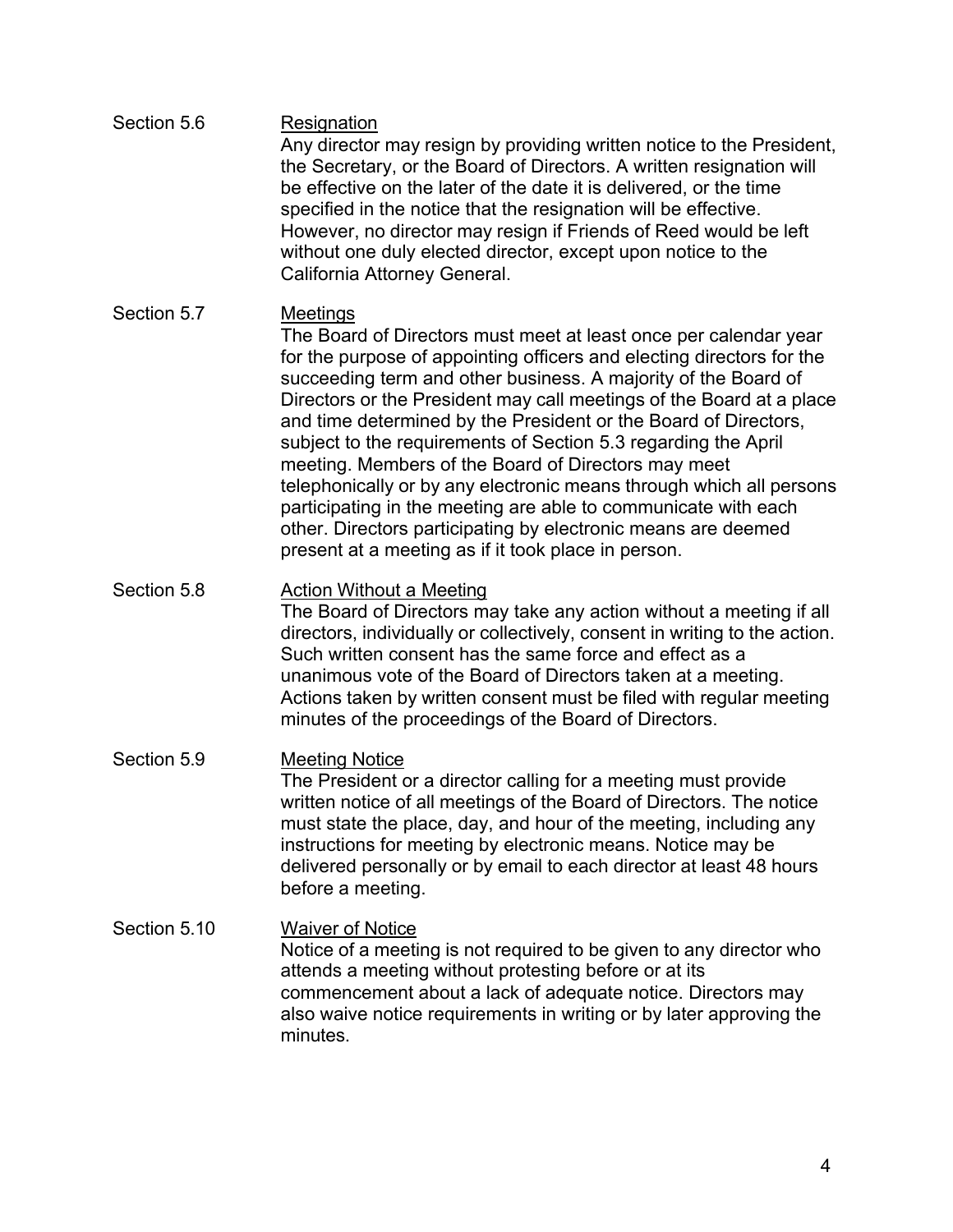**Section 5.6** <u>Resignation</u>

Any director may resign by providing written notice to the President, the Secretary, or the Board of Directors. A written resignation will be effective on the later of the date it is delivered, or the time specified in the notice that the resignation will be effective. However, no director may resign if Friends of Reed would be left without one duly elected director, except upon notice to the California Attorney General.

**Section 5.7** <u>Meetings</u>

The Board of Directors must meet at least once per calendar year for the purpose of appointing officers and electing directors for the succeeding term and other business. A majority of the Board of Directors or the President may call meetings of the Board at a place and time determined by the President or the Board of Directors, subject to the requirements of Section 5.3 regarding the April meeting. Members of the Board of Directors may meet telephonically or by any electronic means through which all persons participating in the meeting are able to communicate with each other. Directors participating by electronic means are deemed present at a meeting as if it took place in person.

**Section 5.8** <u>Action Without a Meeting</u>

The Board of Directors may take any action without a meeting if all directors, individually or collectively, consent in writing to the action. Such written consent has the same force and effect as a unanimous vote of the Board of Directors taken at a meeting. Actions taken by written consent must be filed with regular meeting minutes of the proceedings of the Board of Directors.

**Section 5.9** <u>Meeting Notice</u>

The President or a director calling for a meeting must provide written notice of all meetings of the Board of Directors. The notice must state the place, day, and hour of the meeting, including any instructions for meeting by electronic means. Notice may be delivered personally or by email to each director at least 48 hours before a meeting.

**Section 5.10** <u>Waiver of Notice</u>

Notice of a meeting is not required to be given to any director who attends a meeting without protesting before or at its commencement about a lack of adequate notice. Directors may also waive notice requirements in writing or by later approving the minutes.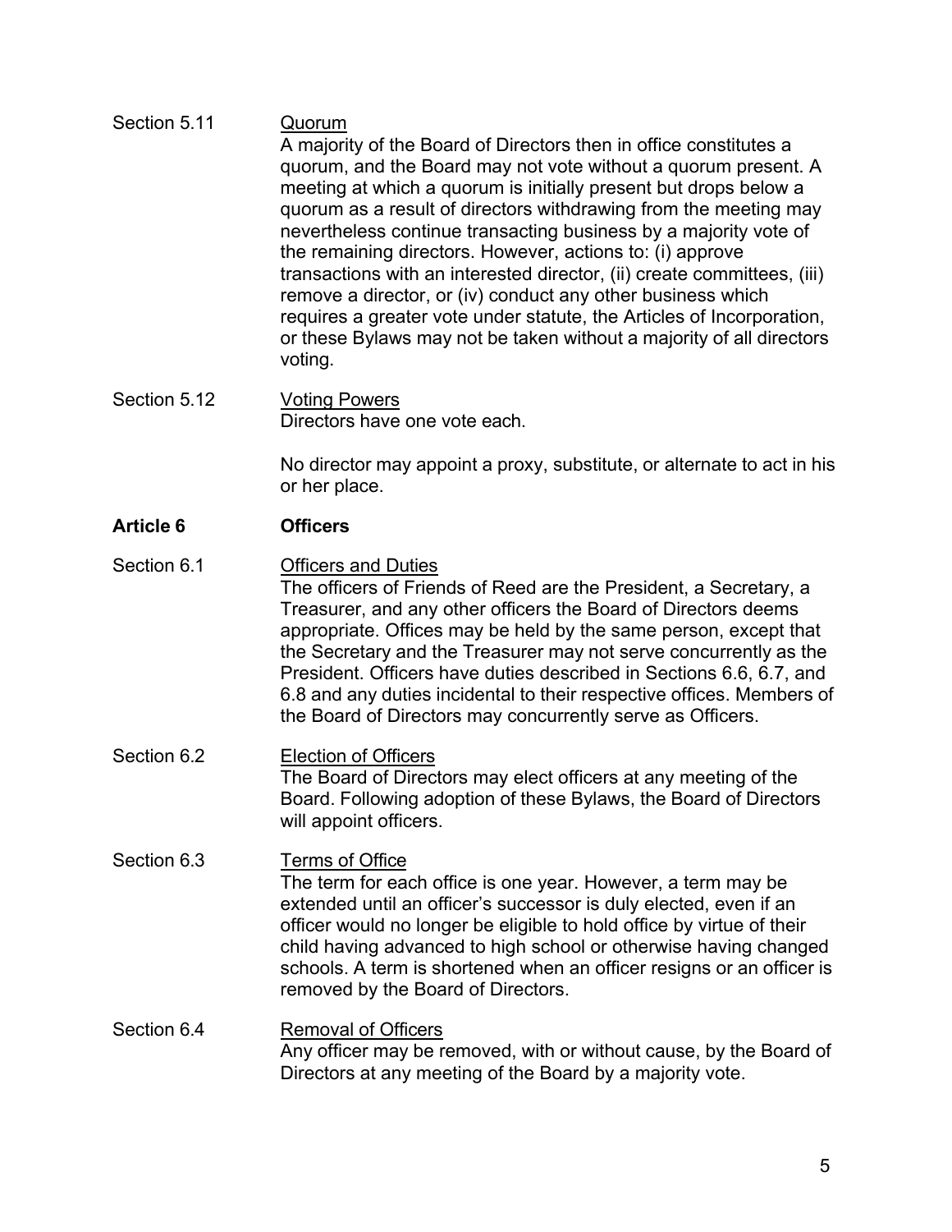Section 5.11 Quorum

A majority of the Board of Directors then in office constitutes a quorum, and the Board may not vote without a quorum present. A meeting at which a quorum is initially present but drops below a quorum as a result of directors withdrawing from the meeting may nevertheless continue transacting business by a majority vote of the remaining directors. However, actions to: (i) approve transactions with an interested director, (ii) create committees, (iii) remove a director, or (iv) conduct any other business which requires a greater vote under statute, the Articles of Incorporation, or these Bylaws may not be taken without a majority of all directors voting.

Section 5.12 Voting Powers

Directors have one vote each.

No director may appoint a proxy, substitute, or alternate to act in his or her place.

## Article 6 Officers

Section 6.1 Officers and Duties

The officers of Friends of Reed are the President, a Secretary, a Treasurer, and any other officers the Board of Directors deems appropriate. Offices may be held by the same person, except that the Secretary and the Treasurer may not serve concurrently as the President. Officers have duties described in Sections 6.6, 6.7, and 6.8 and any duties incidental to their respective offices. Members of the Board of Directors may concurrently serve as Officers.

Section 6.2 Election of Officers

The Board of Directors may elect officers at any meeting of the Board. Following adoption of these Bylaws, the Board of Directors will appoint officers.

Section 6.3 Terms of Office

The term for each office is one year. However, a term may be extended until an officer's successor is duly elected, even if an officer would no longer be eligible to hold office by virtue of their child having advanced to high school or otherwise having changed schools. A term is shortened when an officer resigns or an officer is removed by the Board of Directors.

Section 6.4 Removal of Officers

Any officer may be removed, with or without cause, by the Board of Directors at any meeting of the Board by a majority vote.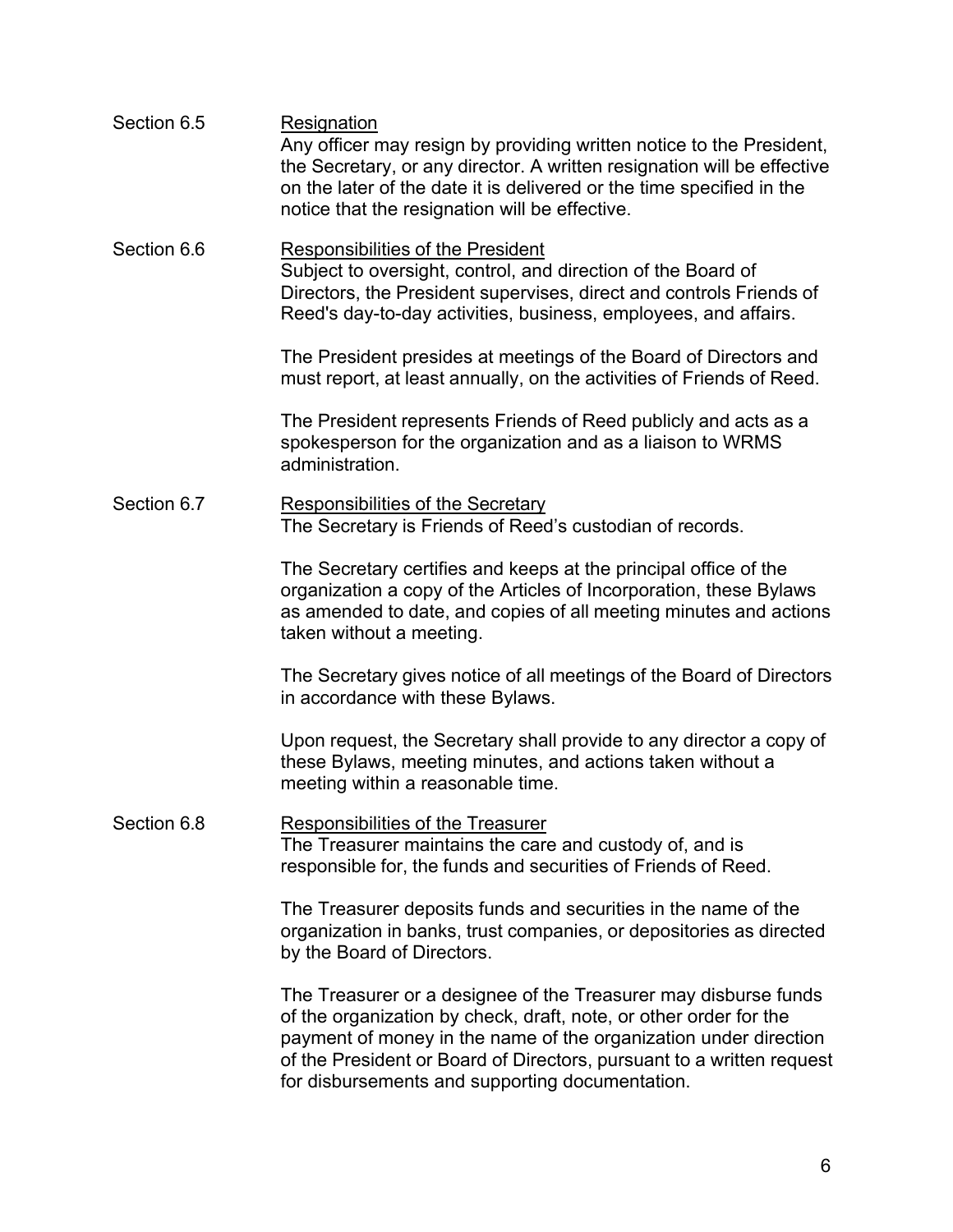**Section 6.5 Resignation**

Any officer may resign by providing written notice to the President, the Secretary, or any director. A written resignation will be effective on the later of the date it is delivered or the time specified in the notice that the resignation will be effective.

**Section 6.6 Responsibilities of the President**

Subject to oversight, control, and direction of the Board of Directors, the President supervises, direct and controls Friends of Reed's day-to-day activities, business, employees, and affairs.

The President presides at meetings of the Board of Directors and must report, at least annually, on the activities of Friends of Reed.

The President represents Friends of Reed publicly and acts as a spokesperson for the organization and as a liaison to WRMS administration.

**Section 6.7 Responsibilities of the Secretary**

The Secretary is Friends of Reed's custodian of records.

The Secretary certifies and keeps at the principal office of the organization a copy of the Articles of Incorporation, these Bylaws as amended to date, and copies of all meeting minutes and actions taken without a meeting.

The Secretary gives notice of all meetings of the Board of Directors in accordance with these Bylaws.

Upon request, the Secretary shall provide to any director a copy of these Bylaws, meeting minutes, and actions taken without a meeting within a reasonable time.

**Section 6.8 Responsibilities of the Treasurer**

The Treasurer maintains the care and custody of, and is responsible for, the funds and securities of Friends of Reed.

The Treasurer deposits funds and securities in the name of the organization in banks, trust companies, or depositories as directed by the Board of Directors.

The Treasurer or a designee of the Treasurer may disburse funds of the organization by check, draft, note, or other order for the payment of money in the name of the organization under direction of the President or Board of Directors, pursuant to a written request for disbursements and supporting documentation.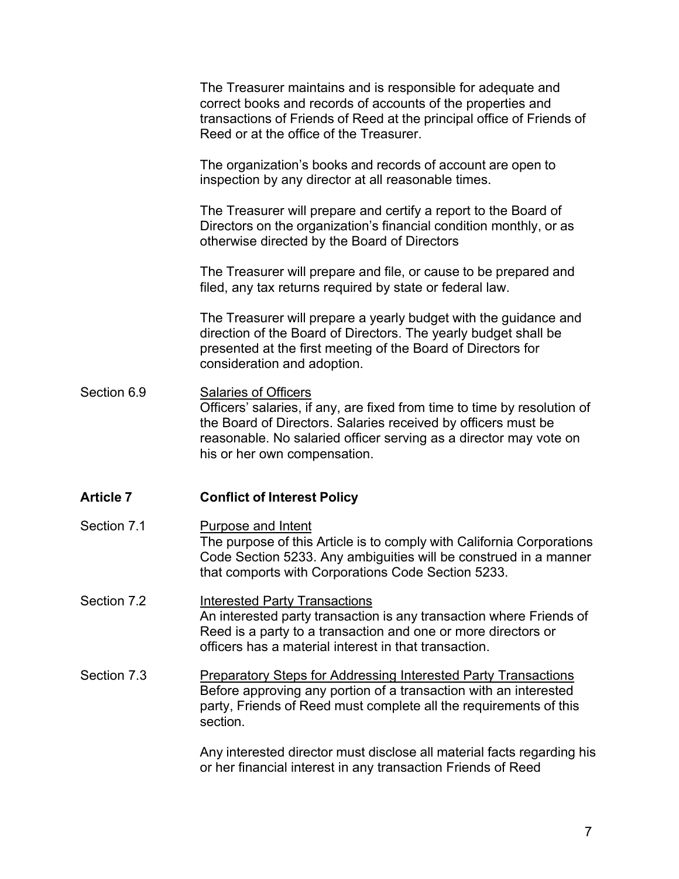The Treasurer maintains and is responsible for adequate and correct books and records of accounts of the properties and transactions of Friends of Reed at the principal office of Friends of Reed or at the office of the Treasurer.

The organization's books and records of account are open to inspection by any director at all reasonable times.

The Treasurer will prepare and certify a report to the Board of Directors on the organization's financial condition monthly, or as otherwise directed by the Board of Directors

The Treasurer will prepare and file, or cause to be prepared and filed, any tax returns required by state or federal law.

The Treasurer will prepare a yearly budget with the guidance and direction of the Board of Directors. The yearly budget shall be presented at the first meeting of the Board of Directors for consideration and adoption.

Section 6.9 Salaries of Officers

Officers' salaries, if any, are fixed from time to time by resolution of the Board of Directors. Salaries received by officers must be reasonable. No salaried officer serving as a director may vote on his or her own compensation.

## Article 7 Conflict of Interest Policy

Section 7.1 Purpose and Intent

The purpose of this Article is to comply with California Corporations Code Section 5233. Any ambiguities will be construed in a manner that comports with Corporations Code Section 5233.

Section 7.2 Interested Party Transactions

An interested party transaction is any transaction where Friends of Reed is a party to a transaction and one or more directors or officers has a material interest in that transaction.

Section 7.3 Preparatory Steps for Addressing Interested Party Transactions

Before approving any portion of a transaction with an interested party, Friends of Reed must complete all the requirements of this section.

Any interested director must disclose all material facts regarding his or her financial interest in any transaction Friends of Reed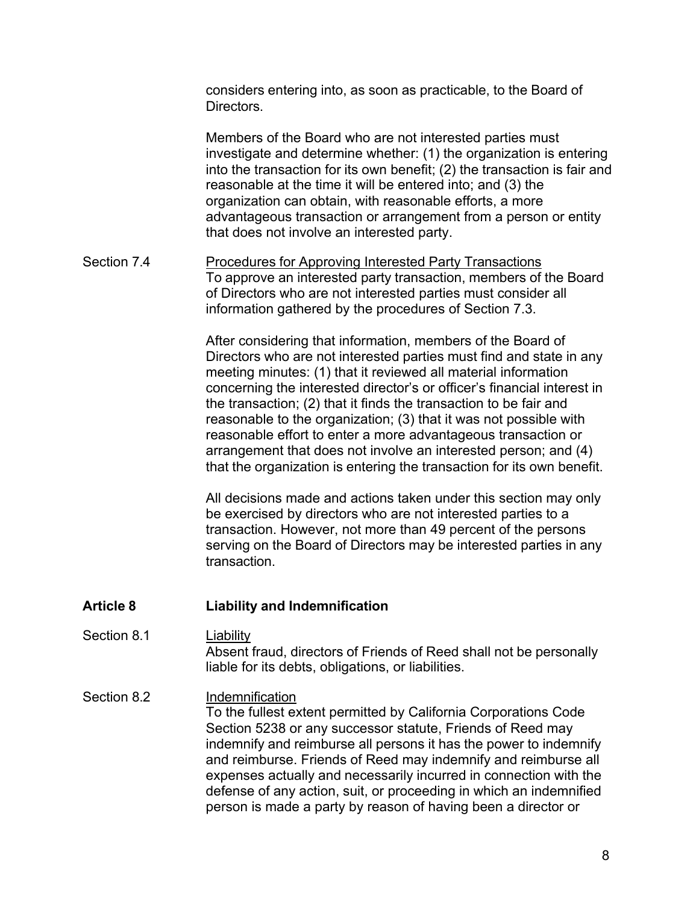considers entering into, as soon as practicable, to the Board of Directors.

Members of the Board who are not interested parties must investigate and determine whether: (1) the organization is entering into the transaction for its own benefit; (2) the transaction is fair and reasonable at the time it will be entered into; and (3) the organization can obtain, with reasonable efforts, a more advantageous transaction or arrangement from a person or entity that does not involve an interested party.

Section 7.4 Procedures for Approving Interested Party Transactions

To approve an interested party transaction, members of the Board of Directors who are not interested parties must consider all information gathered by the procedures of Section 7.3.

After considering that information, members of the Board of Directors who are not interested parties must find and state in any meeting minutes: (1) that it reviewed all material information concerning the interested director's or officer's financial interest in the transaction; (2) that it finds the transaction to be fair and reasonable to the organization; (3) that it was not possible with reasonable effort to enter a more advantageous transaction or arrangement that does not involve an interested person; and (4) that the organization is entering the transaction for its own benefit.

All decisions made and actions taken under this section may only be exercised by directors who are not interested parties to a transaction. However, not more than 49 percent of the persons serving on the Board of Directors may be interested parties in any transaction.

## Article 8 Liability and Indemnification

Section 8.1 Liability

Absent fraud, directors of Friends of Reed shall not be personally liable for its debts, obligations, or liabilities.

Section 8.2 Indemnification

To the fullest extent permitted by California Corporations Code Section 5238 or any successor statute, Friends of Reed may indemnify and reimburse all persons it has the power to indemnify and reimburse. Friends of Reed may indemnify and reimburse all expenses actually and necessarily incurred in connection with the defense of any action, suit, or proceeding in which an indemnified person is made a party by reason of having been a director or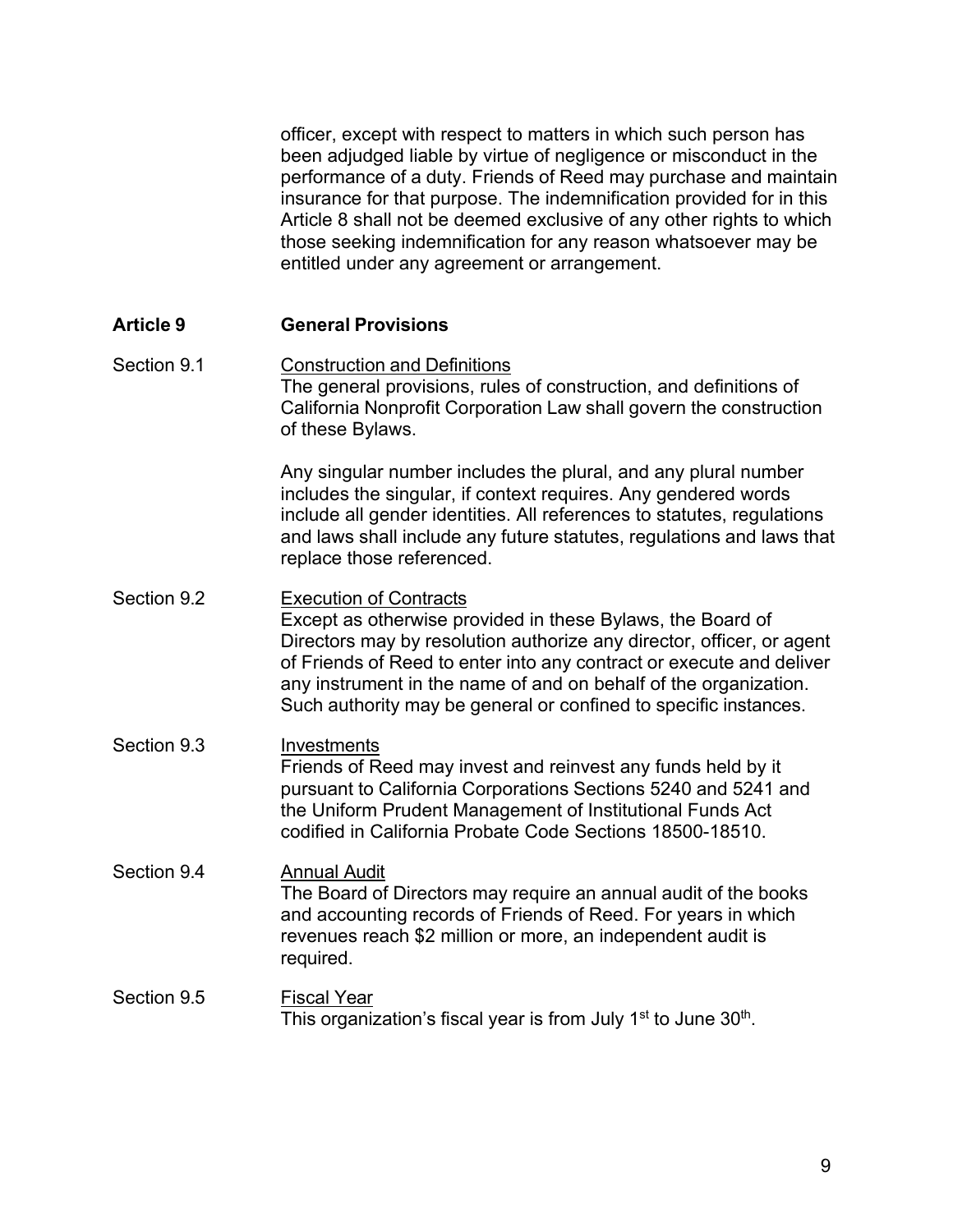officer, except with respect to matters in which such person has been adjudged liable by virtue of negligence or misconduct in the performance of a duty. Friends of Reed may purchase and maintain insurance for that purpose. The indemnification provided for in this Article 8 shall not be deemed exclusive of any other rights to which those seeking indemnification for any reason whatsoever may be entitled under any agreement or arrangement.

## Article 9 General Provisions

**Section 9.1 Construction and Definitions**

The general provisions, rules of construction, and definitions of California Nonprofit Corporation Law shall govern the construction of these Bylaws.

Any singular number includes the plural, and any plural number includes the singular, if context requires. Any gendered words include all gender identities. All references to statutes, regulations and laws shall include any future statutes, regulations and laws that replace those referenced.

**Section 9.2 Execution of Contracts**

Except as otherwise provided in these Bylaws, the Board of Directors may by resolution authorize any director, officer, or agent of Friends of Reed to enter into any contract or execute and deliver any instrument in the name of and on behalf of the organization. Such authority may be general or confined to specific instances.

**Section 9.3 Investments**

Friends of Reed may invest and reinvest any funds held by it pursuant to California Corporations Sections 5240 and 5241 and the Uniform Prudent Management of Institutional Funds Act codified in California Probate Code Sections 18500-18510.

**Section 9.4 Annual Audit**

The Board of Directors may require an annual audit of the books and accounting records of Friends of Reed. For years in which revenues reach $2 million or more, an independent audit is required.

**Section 9.5 Fiscal Year**

This organization's fiscal year is from July 1st to June 30th.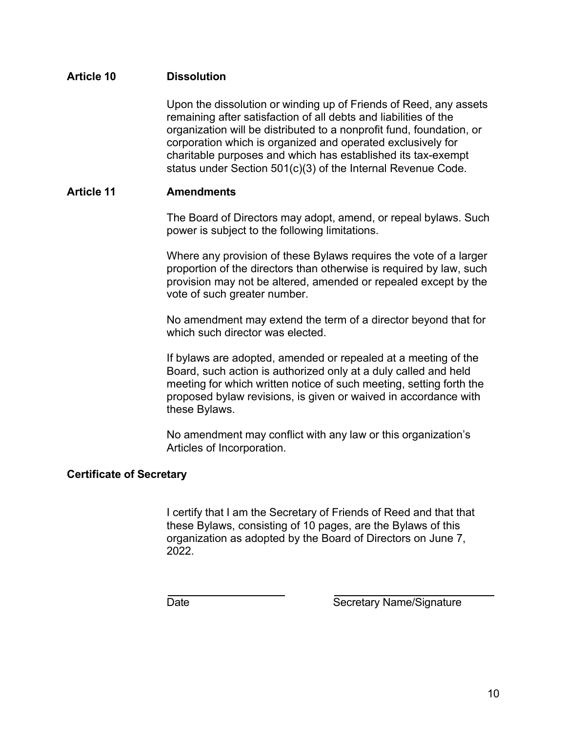## Article 10 Dissolution

Upon the dissolution or winding up of Friends of Reed, any assets remaining after satisfaction of all debts and liabilities of the organization will be distributed to a nonprofit fund, foundation, or corporation which is organized and operated exclusively for charitable purposes and which has established its tax-exempt status under Section 501(c)(3) of the Internal Revenue Code.

## Article 11 Amendments

The Board of Directors may adopt, amend, or repeal bylaws. Such power is subject to the following limitations.

Where any provision of these Bylaws requires the vote of a larger proportion of the directors than otherwise is required by law, such provision may not be altered, amended or repealed except by the vote of such greater number.

No amendment may extend the term of a director beyond that for which such director was elected.

If bylaws are adopted, amended or repealed at a meeting of the Board, such action is authorized only at a duly called and held meeting for which written notice of such meeting, setting forth the proposed bylaw revisions, is given or waived in accordance with these Bylaws.

No amendment may conflict with any law or this organization's Articles of Incorporation.

## Certificate of Secretary

I certify that I am the Secretary of Friends of Reed and that that these Bylaws, consisting of 10 pages, are the Bylaws of this organization as adopted by the Board of Directors on June 7, 2022.

\_\_\_\_\_\_\_\_\_\_\_\_\_\_\_\_\_\_\_\_ \_\_\_\_\_\_\_\_\_\_\_\_\_\_\_\_\_\_\_\_\_\_\_\_\_\_\_\_

Date Secretary Name/Signature